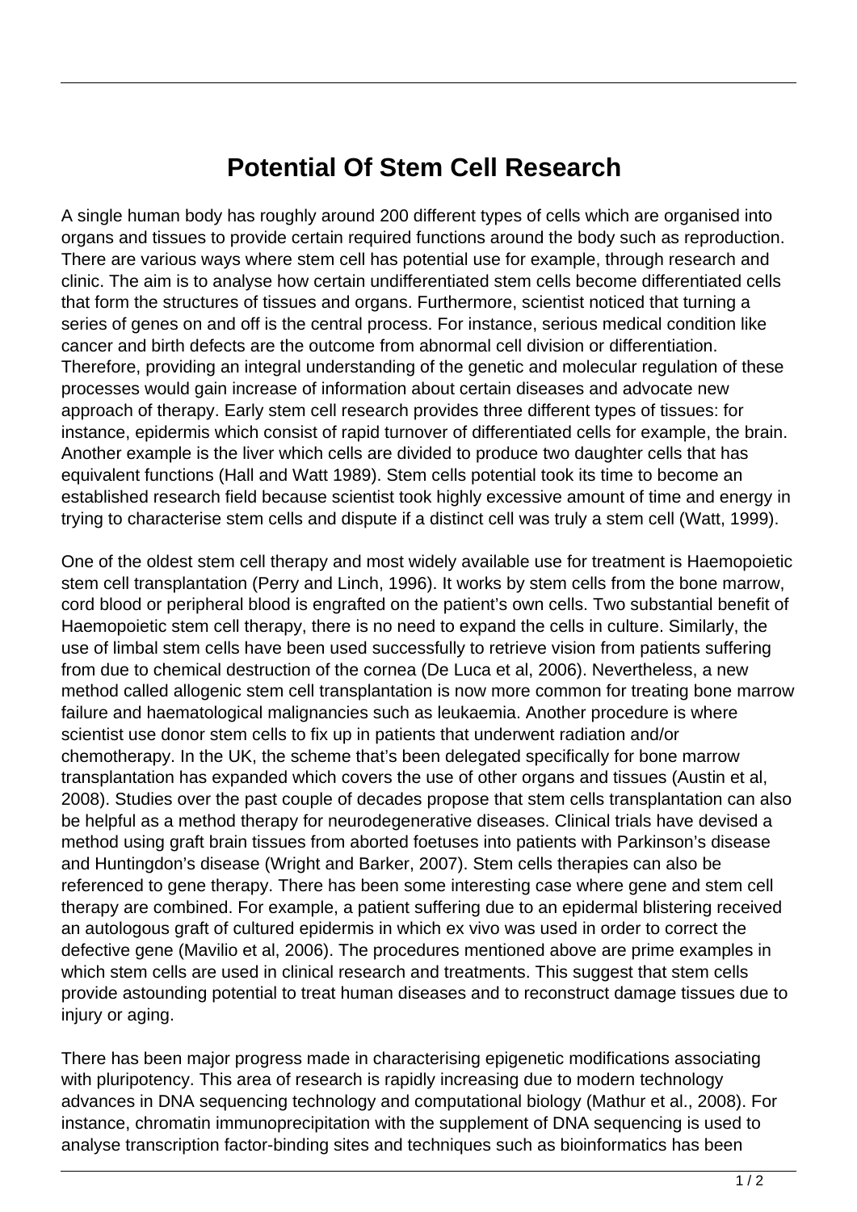# Potential Of Stem Cell Research

A single human body has roughly around 200 different types of cells which are organised into organs and tissues to provide certain required functions around the body such as reproduction. There are various ways where stem cell has potential use for example, through research and clinic. The aim is to analyse how certain undifferentiated stem cells become differentiated cells that form the structures of tissues and organs. Furthermore, scientist noticed that turning a series of genes on and off is the central process. For instance, serious medical condition like cancer and birth defects are the outcome from abnormal cell division or differentiation. Therefore, providing an integral understanding of the genetic and molecular regulation of these processes would gain increase of information about certain diseases and advocate new approach of therapy. Early stem cell research provides three different types of tissues: for instance, epidermis which consist of rapid turnover of differentiated cells for example, the brain. Another example is the liver which cells are divided to produce two daughter cells that has equivalent functions (Hall and Watt 1989). Stem cells potential took its time to become an established research field because scientist took highly excessive amount of time and energy in trying to characterise stem cells and dispute if a distinct cell was truly a stem cell (Watt, 1999).

One of the oldest stem cell therapy and most widely available use for treatment is Haemopoietic stem cell transplantation (Perry and Linch, 1996). It works by stem cells from the bone marrow, cord blood or peripheral blood is engrafted on the patient's own cells. Two substantial benefit of Haemopoietic stem cell therapy, there is no need to expand the cells in culture. Similarly, the use of limbal stem cells have been used successfully to retrieve vision from patients suffering from due to chemical destruction of the cornea (De Luca et al, 2006). Nevertheless, a new method called allogenic stem cell transplantation is now more common for treating bone marrow failure and haematological malignancies such as leukaemia. Another procedure is where scientist use donor stem cells to fix up in patients that underwent radiation and/or chemotherapy. In the UK, the scheme that's been delegated specifically for bone marrow transplantation has expanded which covers the use of other organs and tissues (Austin et al, 2008). Studies over the past couple of decades propose that stem cells transplantation can also be helpful as a method therapy for neurodegenerative diseases. Clinical trials have devised a method using graft brain tissues from aborted foetuses into patients with Parkinson's disease and Huntingdon's disease (Wright and Barker, 2007). Stem cells therapies can also be referenced to gene therapy. There has been some interesting case where gene and stem cell therapy are combined. For example, a patient suffering due to an epidermal blistering received an autologous graft of cultured epidermis in which ex vivo was used in order to correct the defective gene (Mavilio et al, 2006). The procedures mentioned above are prime examples in which stem cells are used in clinical research and treatments. This suggest that stem cells provide astounding potential to treat human diseases and to reconstruct damage tissues due to injury or aging.

There has been major progress made in characterising epigenetic modifications associating with pluripotency. This area of research is rapidly increasing due to modern technology advances in DNA sequencing technology and computational biology (Mathur et al., 2008). For instance, chromatin immunoprecipitation with the supplement of DNA sequencing is used to analyse transcription factor-binding sites and techniques such as bioinformatics has been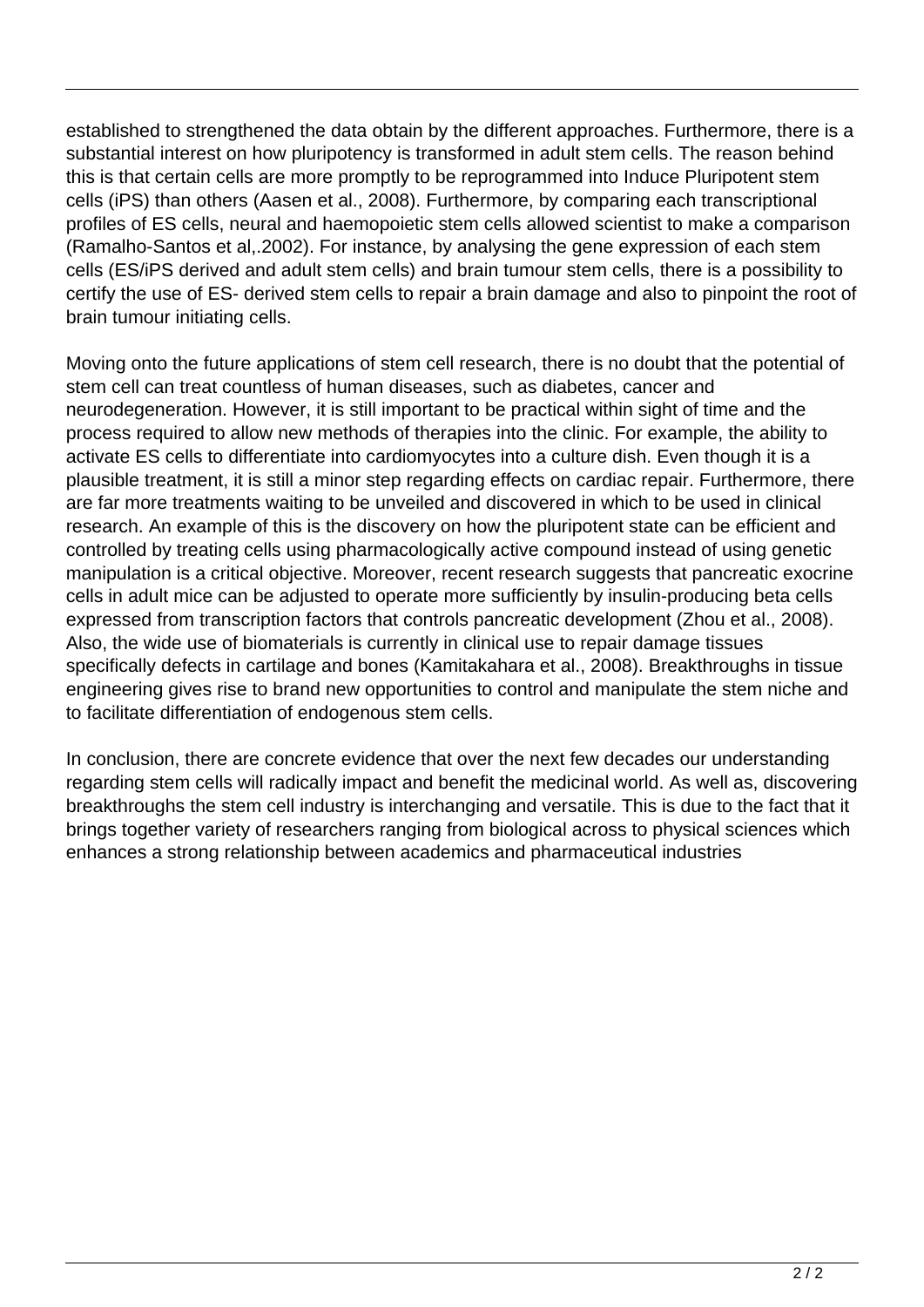established to strengthened the data obtain by the different approaches. Furthermore, there is a substantial interest on how pluripotency is transformed in adult stem cells. The reason behind this is that certain cells are more promptly to be reprogrammed into Induce Pluripotent stem cells (iPS) than others (Aasen et al., 2008). Furthermore, by comparing each transcriptional profiles of ES cells, neural and haemopoietic stem cells allowed scientist to make a comparison (Ramalho-Santos et al,.2002). For instance, by analysing the gene expression of each stem cells (ES/iPS derived and adult stem cells) and brain tumour stem cells, there is a possibility to certify the use of ES- derived stem cells to repair a brain damage and also to pinpoint the root of brain tumour initiating cells.

Moving onto the future applications of stem cell research, there is no doubt that the potential of stem cell can treat countless of human diseases, such as diabetes, cancer and neurodegeneration. However, it is still important to be practical within sight of time and the process required to allow new methods of therapies into the clinic. For example, the ability to activate ES cells to differentiate into cardiomyocytes into a culture dish. Even though it is a plausible treatment, it is still a minor step regarding effects on cardiac repair. Furthermore, there are far more treatments waiting to be unveiled and discovered in which to be used in clinical research. An example of this is the discovery on how the pluripotent state can be efficient and controlled by treating cells using pharmacologically active compound instead of using genetic manipulation is a critical objective. Moreover, recent research suggests that pancreatic exocrine cells in adult mice can be adjusted to operate more sufficiently by insulin-producing beta cells expressed from transcription factors that controls pancreatic development (Zhou et al., 2008). Also, the wide use of biomaterials is currently in clinical use to repair damage tissues specifically defects in cartilage and bones (Kamitakahara et al., 2008). Breakthroughs in tissue engineering gives rise to brand new opportunities to control and manipulate the stem niche and to facilitate differentiation of endogenous stem cells.

In conclusion, there are concrete evidence that over the next few decades our understanding regarding stem cells will radically impact and benefit the medicinal world. As well as, discovering breakthroughs the stem cell industry is interchanging and versatile. This is due to the fact that it brings together variety of researchers ranging from biological across to physical sciences which enhances a strong relationship between academics and pharmaceutical industries